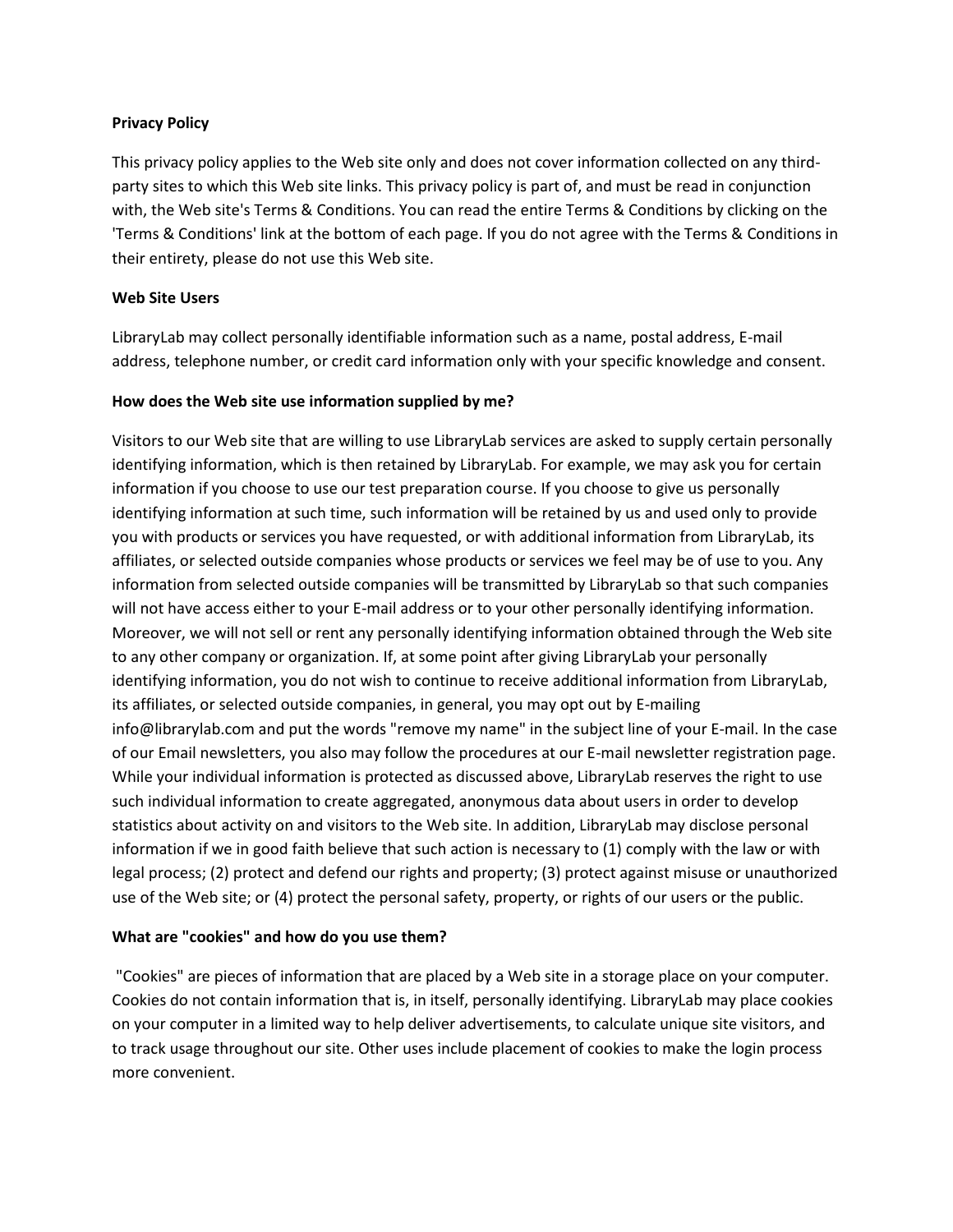**Privacy Policy**

This privacy policy applies to the Web site only and does not cover information collected on any third-party sites to which this Web site links. This privacy policy is part of, and must be read in conjunction with, the Web site's Terms & Conditions. You can read the entire Terms & Conditions by clicking on the 'Terms & Conditions' link at the bottom of each page. If you do not agree with the Terms & Conditions in their entirety, please do not use this Web site.

**Web Site Users**

LibraryLab may collect personally identifiable information such as a name, postal address, E-mail address, telephone number, or credit card information only with your specific knowledge and consent.

**How does the Web site use information supplied by me?**

Visitors to our Web site that are willing to use LibraryLab services are asked to supply certain personally identifying information, which is then retained by LibraryLab. For example, we may ask you for certain information if you choose to use our test preparation course. If you choose to give us personally identifying information at such time, such information will be retained by us and used only to provide you with products or services you have requested, or with additional information from LibraryLab, its affiliates, or selected outside companies whose products or services we feel may be of use to you. Any information from selected outside companies will be transmitted by LibraryLab so that such companies will not have access either to your E-mail address or to your other personally identifying information. Moreover, we will not sell or rent any personally identifying information obtained through the Web site to any other company or organization. If, at some point after giving LibraryLab your personally identifying information, you do not wish to continue to receive additional information from LibraryLab, its affiliates, or selected outside companies, in general, you may opt out by E-mailing info@librarylab.com and put the words "remove my name" in the subject line of your E-mail. In the case of our Email newsletters, you also may follow the procedures at our E-mail newsletter registration page. While your individual information is protected as discussed above, LibraryLab reserves the right to use such individual information to create aggregated, anonymous data about users in order to develop statistics about activity on and visitors to the Web site. In addition, LibraryLab may disclose personal information if we in good faith believe that such action is necessary to (1) comply with the law or with legal process; (2) protect and defend our rights and property; (3) protect against misuse or unauthorized use of the Web site; or (4) protect the personal safety, property, or rights of our users or the public.

**What are "cookies" and how do you use them?**

"Cookies" are pieces of information that are placed by a Web site in a storage place on your computer. Cookies do not contain information that is, in itself, personally identifying. LibraryLab may place cookies on your computer in a limited way to help deliver advertisements, to calculate unique site visitors, and to track usage throughout our site. Other uses include placement of cookies to make the login process more convenient.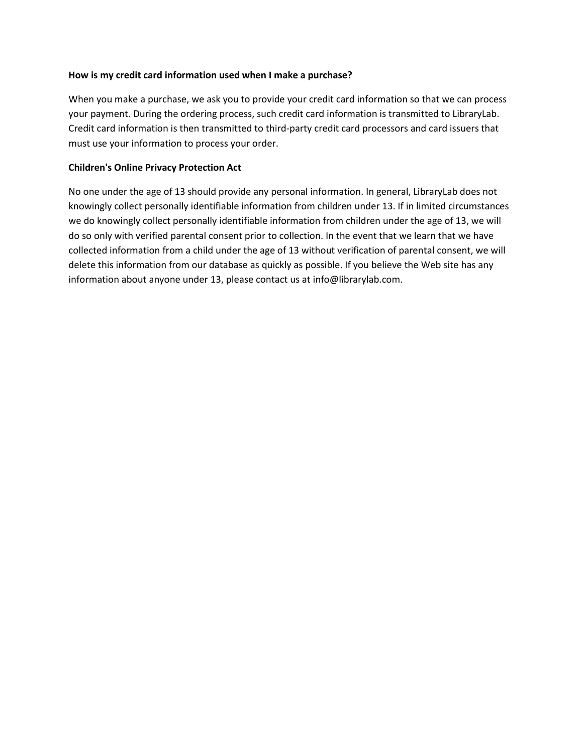**How is my credit card information used when I make a purchase?**

When you make a purchase, we ask you to provide your credit card information so that we can process your payment. During the ordering process, such credit card information is transmitted to LibraryLab. Credit card information is then transmitted to third-party credit card processors and card issuers that must use your information to process your order.

**Children's Online Privacy Protection Act**

No one under the age of 13 should provide any personal information. In general, LibraryLab does not knowingly collect personally identifiable information from children under 13. If in limited circumstances we do knowingly collect personally identifiable information from children under the age of 13, we will do so only with verified parental consent prior to collection. In the event that we learn that we have collected information from a child under the age of 13 without verification of parental consent, we will delete this information from our database as quickly as possible. If you believe the Web site has any information about anyone under 13, please contact us at info@librarylab.com.